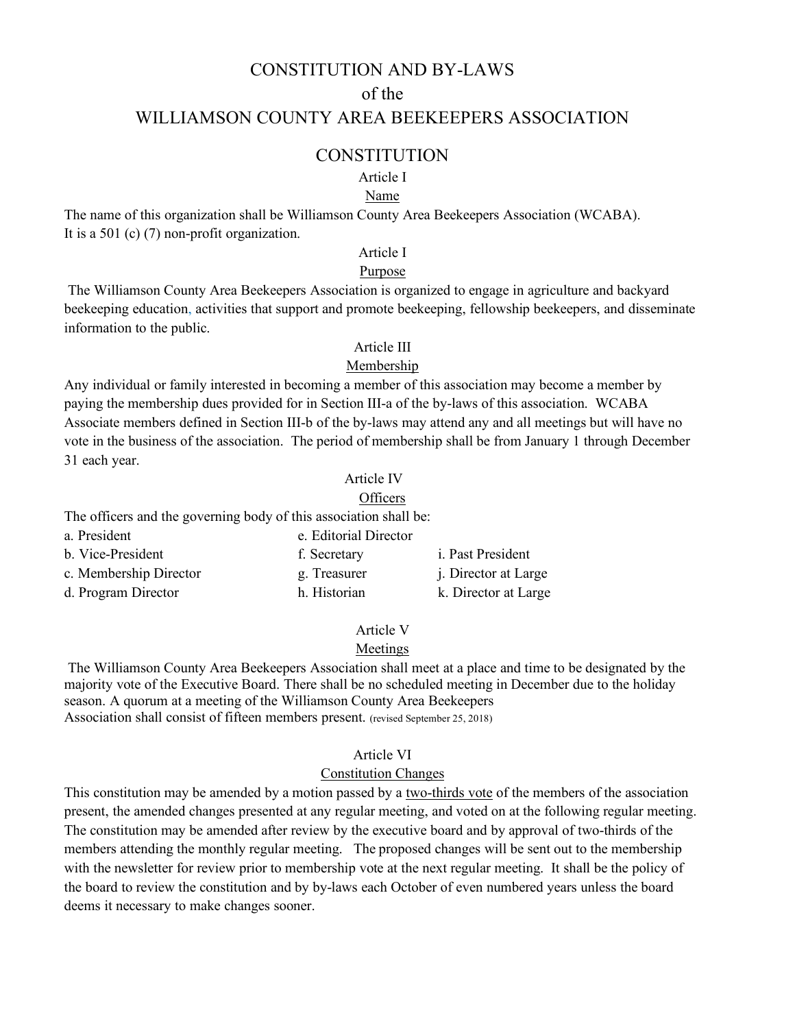# CONSTITUTION AND BY-LAWS
# of the
# WILLIAMSON COUNTY AREA BEEKEEPERS ASSOCIATION

## CONSTITUTION

### Article I
### Name

The name of this organization shall be Williamson County Area Beekeepers Association (WCABA). It is a 501 (c) (7) non-profit organization.

### Article I
### Purpose

The Williamson County Area Beekeepers Association is organized to engage in agriculture and backyard beekeeping education, activities that support and promote beekeeping, fellowship beekeepers, and disseminate information to the public.

### Article III
### Membership

Any individual or family interested in becoming a member of this association may become a member by paying the membership dues provided for in Section III-a of the by-laws of this association. WCABA Associate members defined in Section III-b of the by-laws may attend any and all meetings but will have no vote in the business of the association. The period of membership shall be from January 1 through December 31 each year.

### Article IV
### Officers

The officers and the governing body of this association shall be:

- a. President
- b. Vice-President
- c. Membership Director
- d. Program Director
- e. Editorial Director
- f. Secretary
- g. Treasurer
- h. Historian
- i. Past President
- j. Director at Large
- k. Director at Large

### Article V
### Meetings

The Williamson County Area Beekeepers Association shall meet at a place and time to be designated by the majority vote of the Executive Board. There shall be no scheduled meeting in December due to the holiday season. A quorum at a meeting of the Williamson County Area Beekeepers Association shall consist of fifteen members present. (revised September 25, 2018)

### Article VI
### Constitution Changes

This constitution may be amended by a motion passed by a two-thirds vote of the members of the association present, the amended changes presented at any regular meeting, and voted on at the following regular meeting. The constitution may be amended after review by the executive board and by approval of two-thirds of the members attending the monthly regular meeting. The proposed changes will be sent out to the membership with the newsletter for review prior to membership vote at the next regular meeting. It shall be the policy of the board to review the constitution and by by-laws each October of even numbered years unless the board deems it necessary to make changes sooner.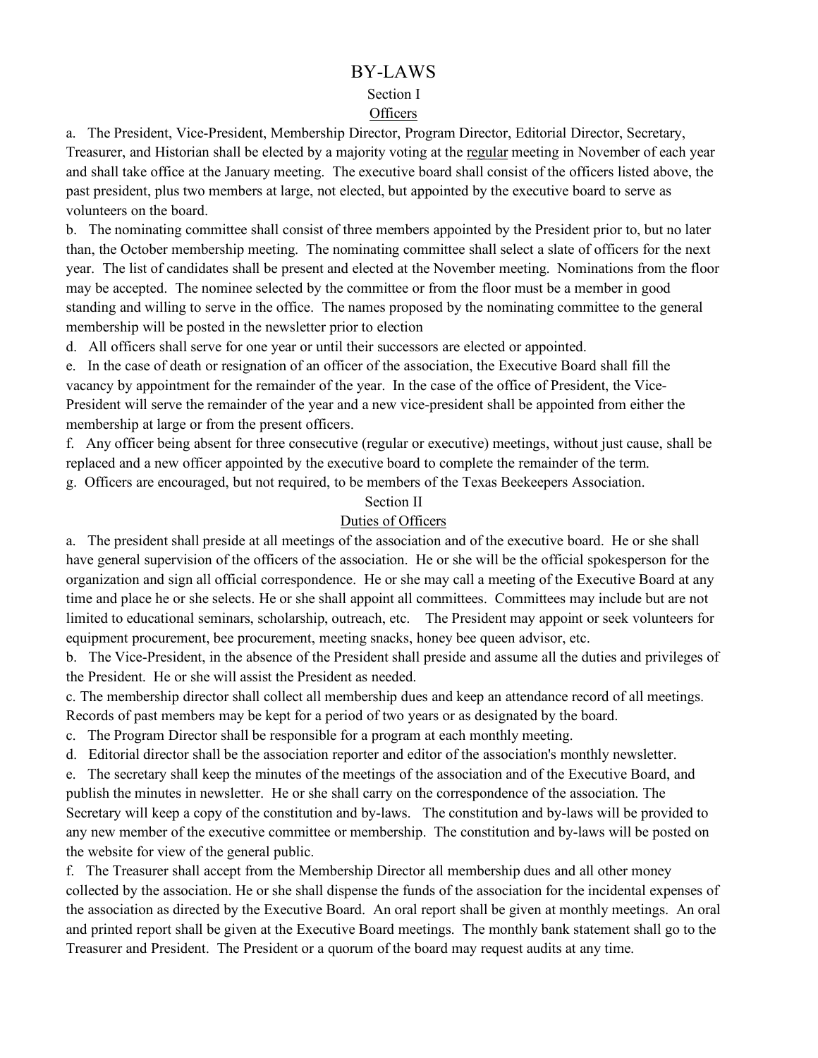# BY-LAWS

## Section I

### Officers

a. The President, Vice-President, Membership Director, Program Director, Editorial Director, Secretary, Treasurer, and Historian shall be elected by a majority voting at the regular meeting in November of each year and shall take office at the January meeting. The executive board shall consist of the officers listed above, the past president, plus two members at large, not elected, but appointed by the executive board to serve as volunteers on the board.

b. The nominating committee shall consist of three members appointed by the President prior to, but no later than, the October membership meeting. The nominating committee shall select a slate of officers for the next year. The list of candidates shall be present and elected at the November meeting. Nominations from the floor may be accepted. The nominee selected by the committee or from the floor must be a member in good standing and willing to serve in the office. The names proposed by the nominating committee to the general membership will be posted in the newsletter prior to election

d. All officers shall serve for one year or until their successors are elected or appointed.

e. In the case of death or resignation of an officer of the association, the Executive Board shall fill the vacancy by appointment for the remainder of the year. In the case of the office of President, the Vice-President will serve the remainder of the year and a new vice-president shall be appointed from either the membership at large or from the present officers.

f. Any officer being absent for three consecutive (regular or executive) meetings, without just cause, shall be replaced and a new officer appointed by the executive board to complete the remainder of the term.

g. Officers are encouraged, but not required, to be members of the Texas Beekeepers Association.

## Section II

### Duties of Officers

a. The president shall preside at all meetings of the association and of the executive board. He or she shall have general supervision of the officers of the association. He or she will be the official spokesperson for the organization and sign all official correspondence. He or she may call a meeting of the Executive Board at any time and place he or she selects. He or she shall appoint all committees. Committees may include but are not limited to educational seminars, scholarship, outreach, etc. The President may appoint or seek volunteers for equipment procurement, bee procurement, meeting snacks, honey bee queen advisor, etc.

b. The Vice-President, in the absence of the President shall preside and assume all the duties and privileges of the President. He or she will assist the President as needed.

c. The membership director shall collect all membership dues and keep an attendance record of all meetings. Records of past members may be kept for a period of two years or as designated by the board.

c. The Program Director shall be responsible for a program at each monthly meeting.

d. Editorial director shall be the association reporter and editor of the association's monthly newsletter.

e. The secretary shall keep the minutes of the meetings of the association and of the Executive Board, and publish the minutes in newsletter. He or she shall carry on the correspondence of the association. The Secretary will keep a copy of the constitution and by-laws. The constitution and by-laws will be provided to any new member of the executive committee or membership. The constitution and by-laws will be posted on the website for view of the general public.

f. The Treasurer shall accept from the Membership Director all membership dues and all other money collected by the association. He or she shall dispense the funds of the association for the incidental expenses of the association as directed by the Executive Board. An oral report shall be given at monthly meetings. An oral and printed report shall be given at the Executive Board meetings. The monthly bank statement shall go to the Treasurer and President. The President or a quorum of the board may request audits at any time.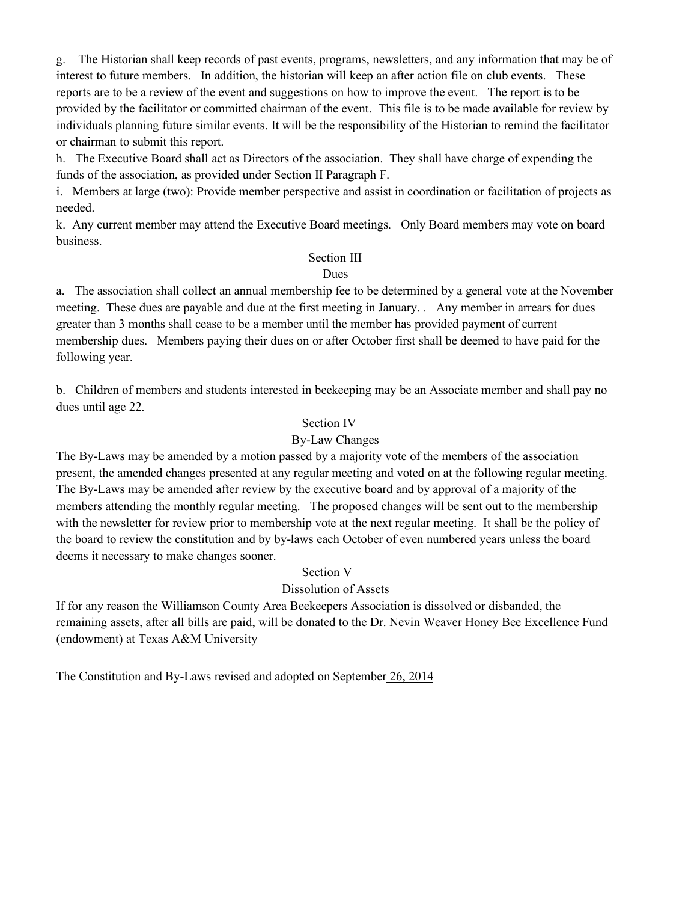g. The Historian shall keep records of past events, programs, newsletters, and any information that may be of interest to future members. In addition, the historian will keep an after action file on club events. These reports are to be a review of the event and suggestions on how to improve the event. The report is to be provided by the facilitator or committed chairman of the event. This file is to be made available for review by individuals planning future similar events. It will be the responsibility of the Historian to remind the facilitator or chairman to submit this report.

h. The Executive Board shall act as Directors of the association. They shall have charge of expending the funds of the association, as provided under Section II Paragraph F.

i. Members at large (two): Provide member perspective and assist in coordination or facilitation of projects as needed.

k. Any current member may attend the Executive Board meetings. Only Board members may vote on board business.

## Section III

## Dues

a. The association shall collect an annual membership fee to be determined by a general vote at the November meeting. These dues are payable and due at the first meeting in January. . Any member in arrears for dues greater than 3 months shall cease to be a member until the member has provided payment of current membership dues. Members paying their dues on or after October first shall be deemed to have paid for the following year.

b. Children of members and students interested in beekeeping may be an Associate member and shall pay no dues until age 22.

## Section IV

## By-Law Changes

The By-Laws may be amended by a motion passed by a majority vote of the members of the association present, the amended changes presented at any regular meeting and voted on at the following regular meeting. The By-Laws may be amended after review by the executive board and by approval of a majority of the members attending the monthly regular meeting. The proposed changes will be sent out to the membership with the newsletter for review prior to membership vote at the next regular meeting. It shall be the policy of the board to review the constitution and by by-laws each October of even numbered years unless the board deems it necessary to make changes sooner.

## Section V

## Dissolution of Assets

If for any reason the Williamson County Area Beekeepers Association is dissolved or disbanded, the remaining assets, after all bills are paid, will be donated to the Dr. Nevin Weaver Honey Bee Excellence Fund (endowment) at Texas A&M University

The Constitution and By-Laws revised and adopted on September 26, 2014